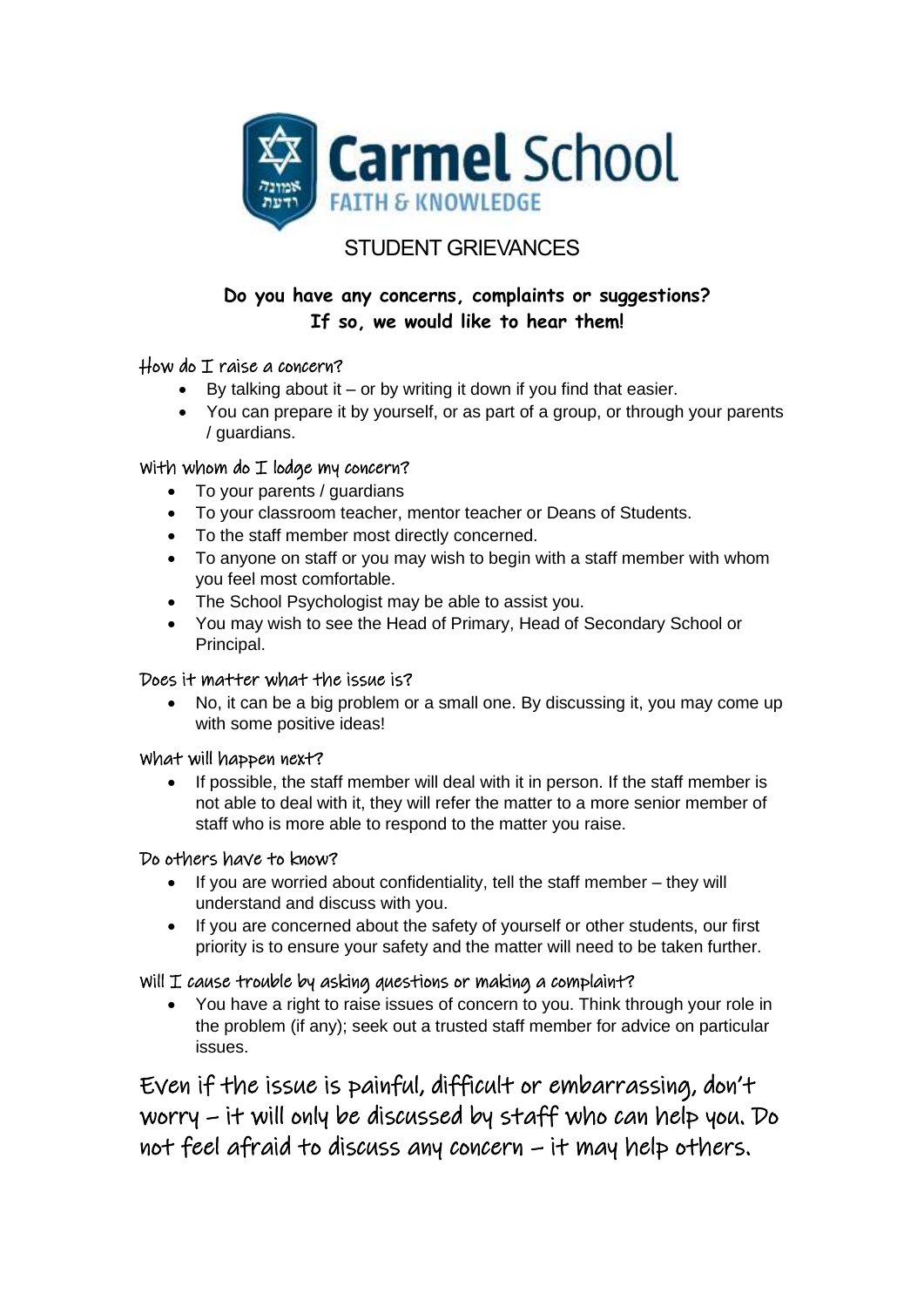# Carmel School

FAITH & KNOWLEDGE

## STUDENT GRIEVANCES

**Do you have any concerns, complaints or suggestions?**
**If so, we would like to hear them!**

### How do I raise a concern?

- By talking about it – or by writing it down if you find that easier.
- You can prepare it by yourself, or as part of a group, or through your parents / guardians.

### With whom do I lodge my concern?

- To your parents / guardians
- To your classroom teacher, mentor teacher or Deans of Students.
- To the staff member most directly concerned.
- To anyone on staff or you may wish to begin with a staff member with whom you feel most comfortable.
- The School Psychologist may be able to assist you.
- You may wish to see the Head of Primary, Head of Secondary School or Principal.

### Does it matter what the issue is?

- No, it can be a big problem or a small one. By discussing it, you may come up with some positive ideas!

### What will happen next?

- If possible, the staff member will deal with it in person. If the staff member is not able to deal with it, they will refer the matter to a more senior member of staff who is more able to respond to the matter you raise.

### Do others have to know?

- If you are worried about confidentiality, tell the staff member – they will understand and discuss with you.
- If you are concerned about the safety of yourself or other students, our first priority is to ensure your safety and the matter will need to be taken further.

### Will I cause trouble by asking questions or making a complaint?

- You have a right to raise issues of concern to you. Think through your role in the problem (if any); seek out a trusted staff member for advice on particular issues.

Even if the issue is painful, difficult or embarrassing, don't worry – it will only be discussed by staff who can help you. Do not feel afraid to discuss any concern – it may help others.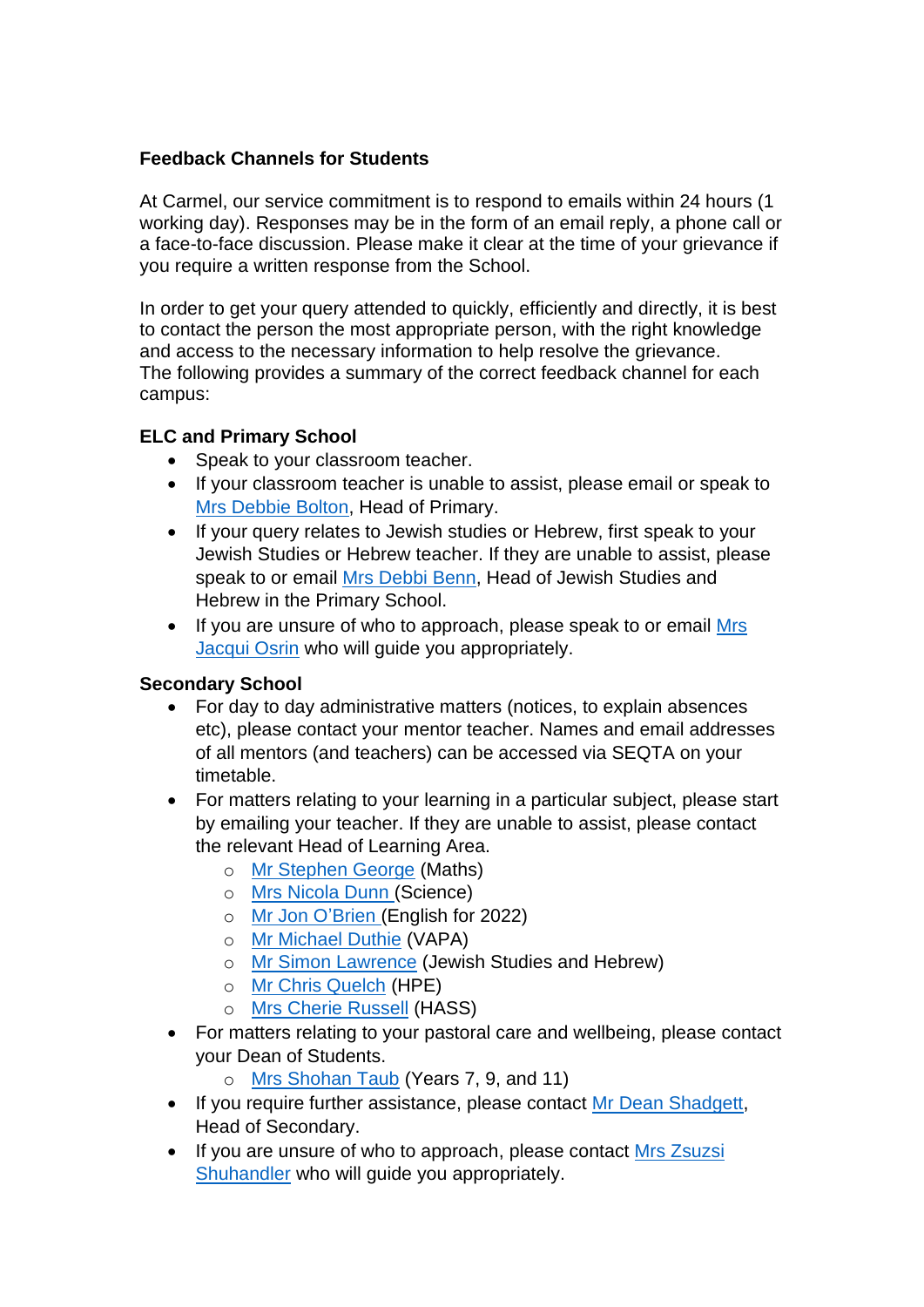**Feedback Channels for Students**

At Carmel, our service commitment is to respond to emails within 24 hours (1 working day). Responses may be in the form of an email reply, a phone call or a face-to-face discussion. Please make it clear at the time of your grievance if you require a written response from the School.

In order to get your query attended to quickly, efficiently and directly, it is best to contact the person the most appropriate person, with the right knowledge and access to the necessary information to help resolve the grievance.
The following provides a summary of the correct feedback channel for each campus:

**ELC and Primary School**

- Speak to your classroom teacher.
- If your classroom teacher is unable to assist, please email or speak to Mrs Debbie Bolton, Head of Primary.
- If your query relates to Jewish studies or Hebrew, first speak to your Jewish Studies or Hebrew teacher. If they are unable to assist, please speak to or email Mrs Debbi Benn, Head of Jewish Studies and Hebrew in the Primary School.
- If you are unsure of who to approach, please speak to or email Mrs Jacqui Osrin who will guide you appropriately.

**Secondary School**

- For day to day administrative matters (notices, to explain absences etc), please contact your mentor teacher. Names and email addresses of all mentors (and teachers) can be accessed via SEQTA on your timetable.
- For matters relating to your learning in a particular subject, please start by emailing your teacher. If they are unable to assist, please contact the relevant Head of Learning Area.
    - Mr Stephen George (Maths)
    - Mrs Nicola Dunn (Science)
    - Mr Jon O'Brien (English for 2022)
    - Mr Michael Duthie (VAPA)
    - Mr Simon Lawrence (Jewish Studies and Hebrew)
    - Mr Chris Quelch (HPE)
    - Mrs Cherie Russell (HASS)
- For matters relating to your pastoral care and wellbeing, please contact your Dean of Students.
    - Mrs Shohan Taub (Years 7, 9, and 11)
- If you require further assistance, please contact Mr Dean Shadgett, Head of Secondary.
- If you are unsure of who to approach, please contact Mrs Zsuzsi Shuhandler who will guide you appropriately.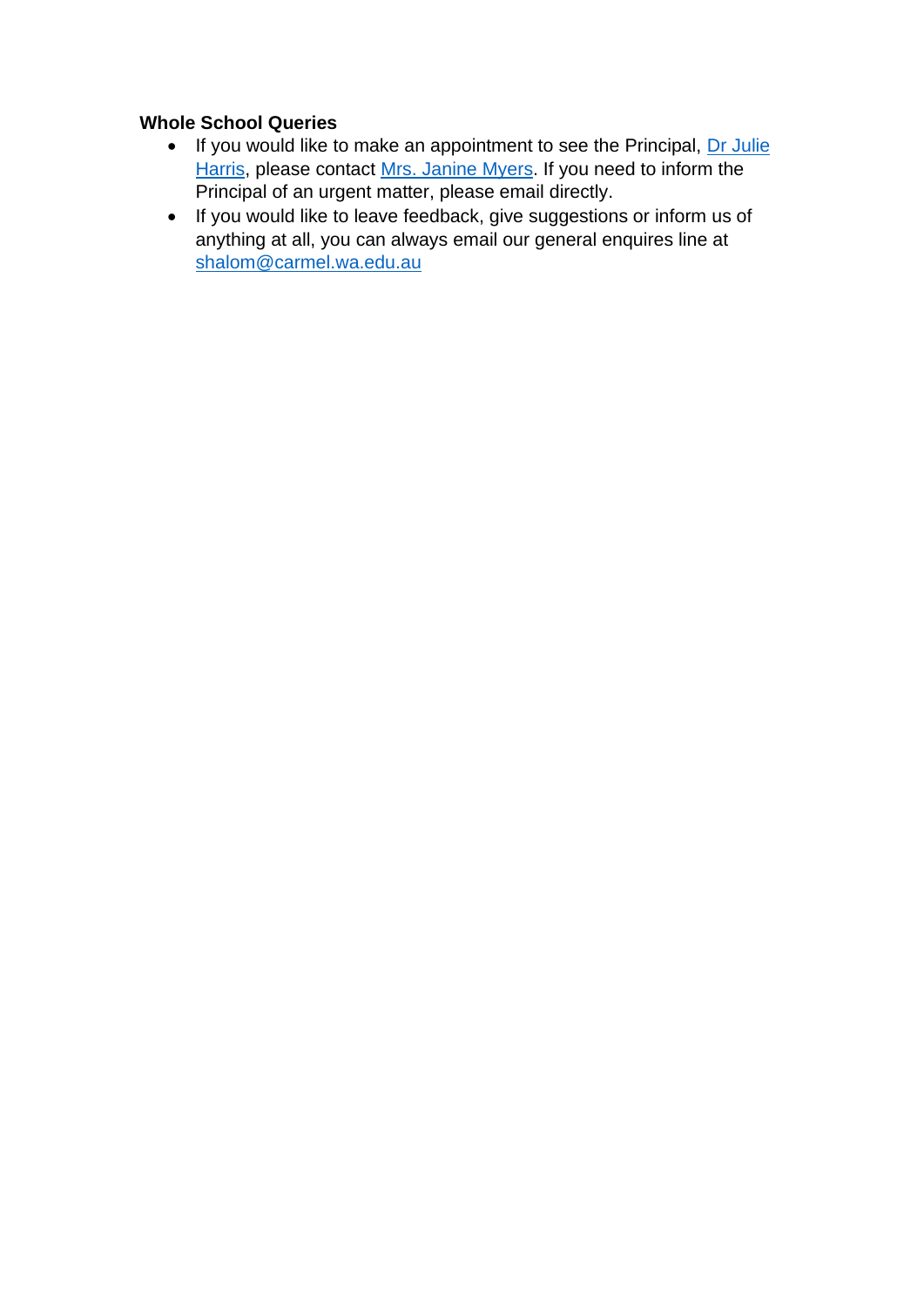**Whole School Queries**

- If you would like to make an appointment to see the Principal, Dr Julie Harris, please contact Mrs. Janine Myers. If you need to inform the Principal of an urgent matter, please email directly.
- If you would like to leave feedback, give suggestions or inform us of anything at all, you can always email our general enquires line at shalom@carmel.wa.edu.au